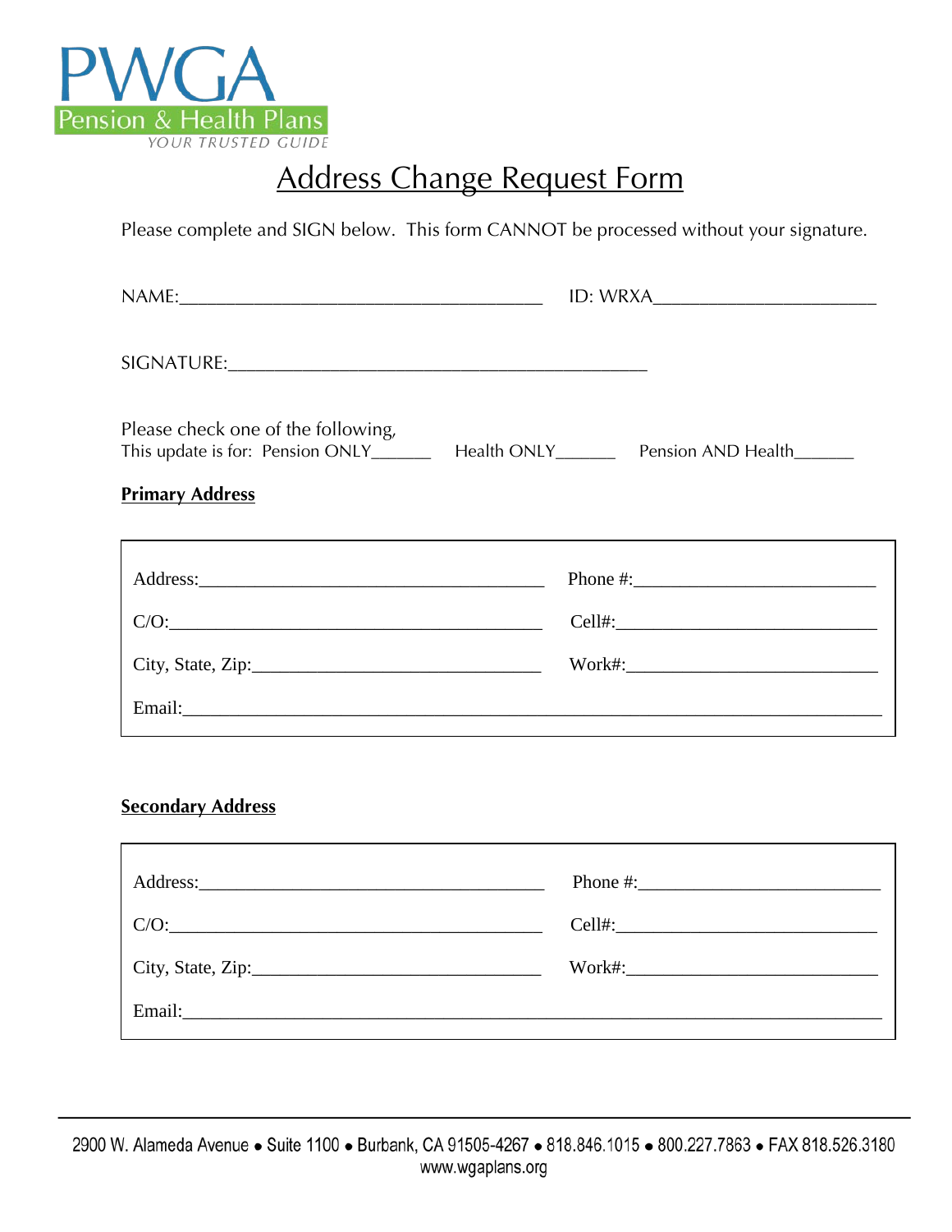PWGA

Pension & Health Plans

YOUR TRUSTED GUIDE

# Address Change Request Form

Please complete and SIGN below. This form CANNOT be processed without your signature.

NAME:______________________________________ ID: WRXA_______________________

SIGNATURE:____________________________________________

Please check one of the following,
This update is for: Pension ONLY______ Health ONLY______ Pension AND Health______

**Primary Address**

Address:______________________________________ Phone #:__________________________

C/O:__________________________________________ Cell#:_____________________________

City, State, Zip:_______________________________ Work#:____________________________

Email:___________________________________________________________________________

**Secondary Address**

Address:______________________________________ Phone #:__________________________

C/O:__________________________________________ Cell#:_____________________________

City, State, Zip:_______________________________ Work#:____________________________

Email:___________________________________________________________________________

2900 W. Alameda Avenue • Suite 1100 • Burbank, CA 91505-4267 • 818.846.1015 • 800.227.7863 • FAX 818.526.3180
www.wgaplans.org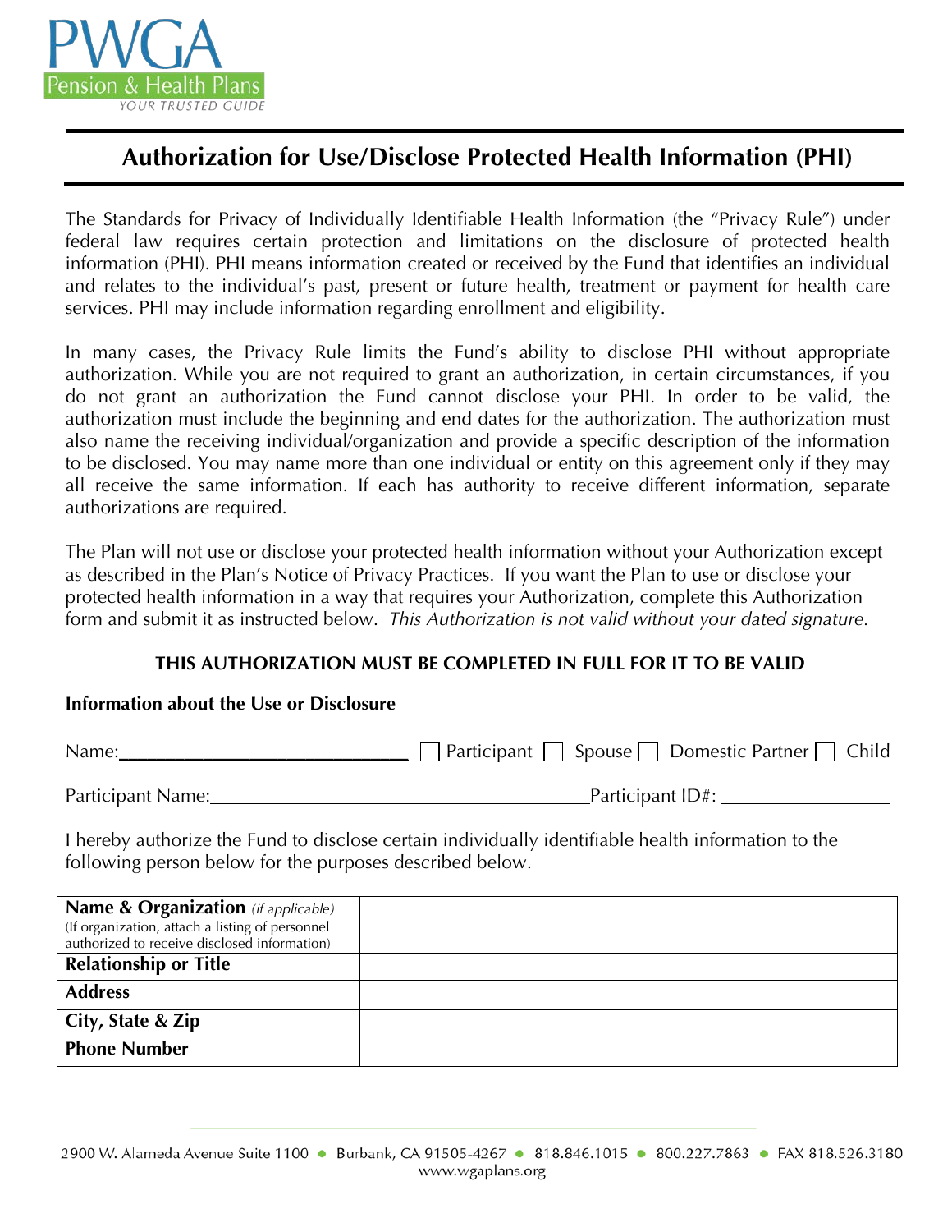PWGA Pension & Health Plans
*YOUR TRUSTED GUIDE*

# Authorization for Use/Disclose Protected Health Information (PHI)

The Standards for Privacy of Individually Identifiable Health Information (the "Privacy Rule") under federal law requires certain protection and limitations on the disclosure of protected health information (PHI). PHI means information created or received by the Fund that identifies an individual and relates to the individual's past, present or future health, treatment or payment for health care services. PHI may include information regarding enrollment and eligibility.

In many cases, the Privacy Rule limits the Fund's ability to disclose PHI without appropriate authorization. While you are not required to grant an authorization, in certain circumstances, if you do not grant an authorization the Fund cannot disclose your PHI. In order to be valid, the authorization must include the beginning and end dates for the authorization. The authorization must also name the receiving individual/organization and provide a specific description of the information to be disclosed. You may name more than one individual or entity on this agreement only if they may all receive the same information. If each has authority to receive different information, separate authorizations are required.

The Plan will not use or disclose your protected health information without your Authorization except as described in the Plan's Notice of Privacy Practices. If you want the Plan to use or disclose your protected health information in a way that requires your Authorization, complete this Authorization form and submit it as instructed below. *This Authorization is not valid without your dated signature.*

**THIS AUTHORIZATION MUST BE COMPLETED IN FULL FOR IT TO BE VALID**

**Information about the Use or Disclosure**

Name:______________________________ ☐ Participant ☐ Spouse ☐ Domestic Partner ☐ Child

Participant Name:____________________________________ Participant ID#: ________________

I hereby authorize the Fund to disclose certain individually identifiable health information to the following person below for the purposes described below.

| | |
|---|---|
| **Name & Organization** *(if applicable)* (If organization, attach a listing of personnel authorized to receive disclosed information) | |
| **Relationship or Title** | |
| **Address** | |
| **City, State & Zip** | |
| **Phone Number** | |

2900 W. Alameda Avenue Suite 1100 • Burbank, CA 91505-4267 • 818.846.1015 • 800.227.7863 • FAX 818.526.3180
www.wgaplans.org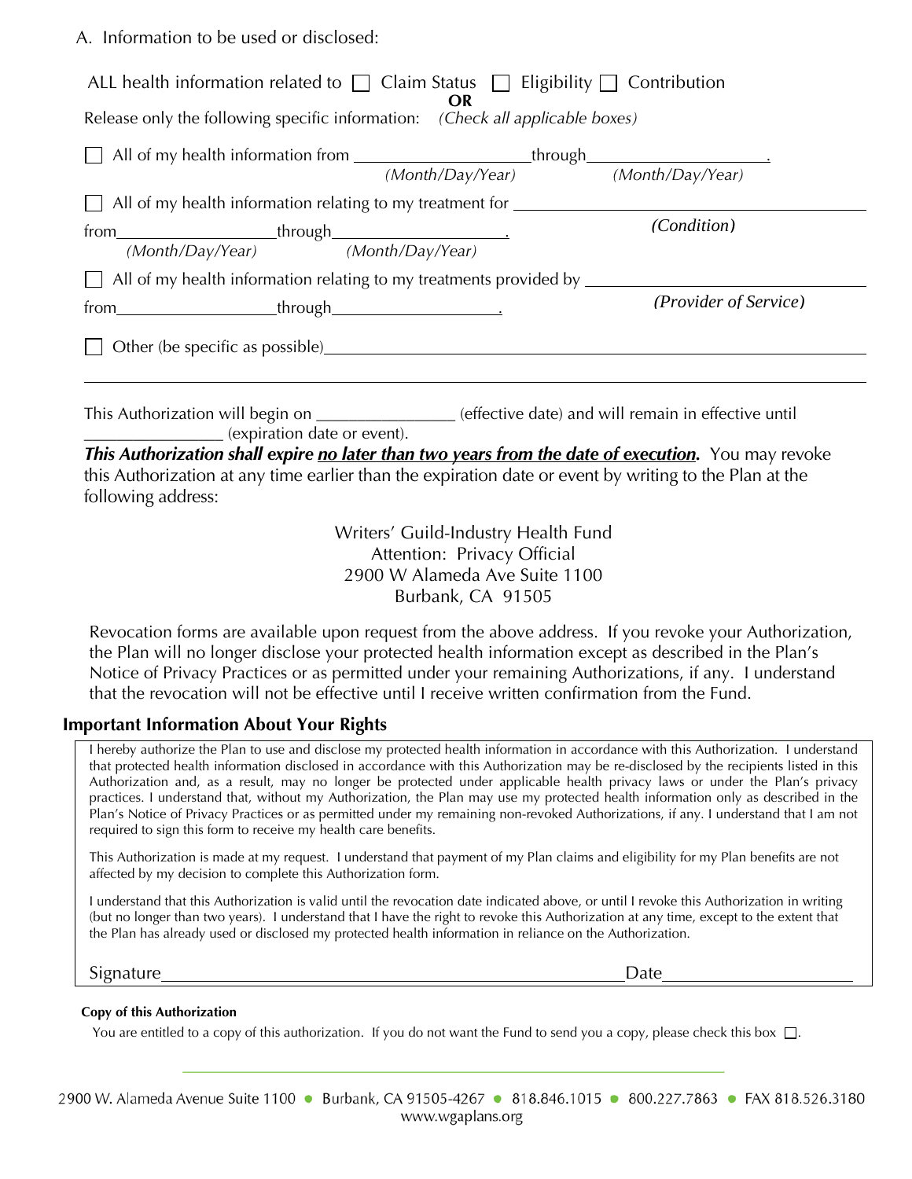A. Information to be used or disclosed:

ALL health information related to ☐ Claim Status ☐ Eligibility ☐ Contribution

**OR**

Release only the following specific information: *(Check all applicable boxes)*

☐ All of my health information from ____________________ through ____________________.
*(Month/Day/Year)* *(Month/Day/Year)*

☐ All of my health information relating to my treatment for ______________________________
*(Condition)*

from ____________________ through ____________________.
*(Month/Day/Year)* *(Month/Day/Year)*

☐ All of my health information relating to my treatments provided by ______________________________
*(Provider of Service)*

from ____________________ through ____________________.

☐ Other (be specific as possible) ______________________________________________________________

______________________________________________________________________________________________

This Authorization will begin on ________________ (effective date) and will remain in effective until ________________ (expiration date or event).

***This Authorization shall expire <u>no later than two years from the date of execution</u>.*** You may revoke this Authorization at any time earlier than the expiration date or event by writing to the Plan at the following address:

Writers' Guild-Industry Health Fund
Attention: Privacy Official
2900 W Alameda Ave Suite 1100
Burbank, CA 91505

Revocation forms are available upon request from the above address. If you revoke your Authorization, the Plan will no longer disclose your protected health information except as described in the Plan's Notice of Privacy Practices or as permitted under your remaining Authorizations, if any. I understand that the revocation will not be effective until I receive written confirmation from the Fund.

## Important Information About Your Rights

I hereby authorize the Plan to use and disclose my protected health information in accordance with this Authorization. I understand that protected health information disclosed in accordance with this Authorization may be re-disclosed by the recipients listed in this Authorization and, as a result, may no longer be protected under applicable health privacy laws or under the Plan's privacy practices. I understand that, without my Authorization, the Plan may use my protected health information only as described in the Plan's Notice of Privacy Practices or as permitted under my remaining non-revoked Authorizations, if any. I understand that I am not required to sign this form to receive my health care benefits.

This Authorization is made at my request. I understand that payment of my Plan claims and eligibility for my Plan benefits are not affected by my decision to complete this Authorization form.

I understand that this Authorization is valid until the revocation date indicated above, or until I revoke this Authorization in writing (but no longer than two years). I understand that I have the right to revoke this Authorization at any time, except to the extent that the Plan has already used or disclosed my protected health information in reliance on the Authorization.

Signature ______________________________________________________ Date ____________________

**Copy of this Authorization**

You are entitled to a copy of this authorization. If you do not want the Fund to send you a copy, please check this box ☐.

2900 W. Alameda Avenue Suite 1100 • Burbank, CA 91505-4267 • 818.846.1015 • 800.227.7863 • FAX 818.526.3180
www.wgaplans.org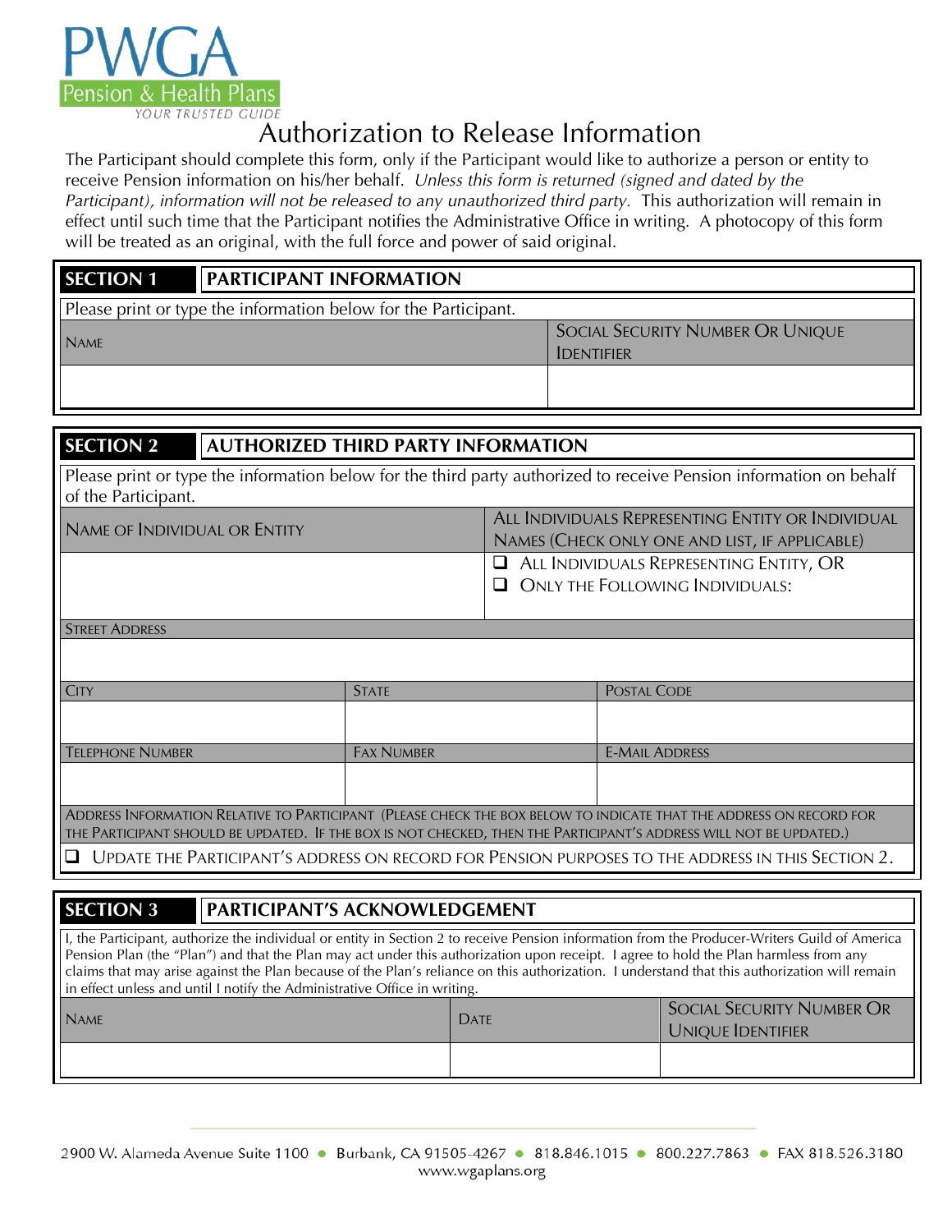PWGA
Pension & Health Plans
YOUR TRUSTED GUIDE

# Authorization to Release Information

The Participant should complete this form, only if the Participant would like to authorize a person or entity to receive Pension information on his/her behalf. *Unless this form is returned (signed and dated by the Participant), information will not be released to any unauthorized third party.* This authorization will remain in effect until such time that the Participant notifies the Administrative Office in writing. A photocopy of this form will be treated as an original, with the full force and power of said original.

## SECTION 1 — PARTICIPANT INFORMATION

Please print or type the information below for the Participant.

| Name | Social Security Number Or Unique Identifier |
|---|---|
| | |

## SECTION 2 — AUTHORIZED THIRD PARTY INFORMATION

Please print or type the information below for the third party authorized to receive Pension information on behalf of the Participant.

| Name of Individual or Entity | All Individuals Representing Entity or Individual Names (Check only one and list, if applicable) |
|---|---|
| | ❑ All Individuals Representing Entity, OR<br>❑ Only the Following Individuals: |

| Street Address | | |
|---|---|---|
| | | |
| **City** | **State** | **Postal Code** |
| | | |
| **Telephone Number** | **Fax Number** | **E-Mail Address** |
| | | |

Address Information Relative to Participant (Please check the box below to indicate that the address on record for the Participant should be updated. If the box is not checked, then the Participant's address will not be updated.)

❑ Update the Participant's address on record for Pension purposes to the address in this Section 2.

## SECTION 3 — PARTICIPANT'S ACKNOWLEDGEMENT

I, the Participant, authorize the individual or entity in Section 2 to receive Pension information from the Producer-Writers Guild of America Pension Plan (the "Plan") and that the Plan may act under this authorization upon receipt. I agree to hold the Plan harmless from any claims that may arise against the Plan because of the Plan's reliance on this authorization. I understand that this authorization will remain in effect unless and until I notify the Administrative Office in writing.

| Name | Date | Social Security Number Or Unique Identifier |
|---|---|---|
| | | |

2900 W. Alameda Avenue Suite 1100 • Burbank, CA 91505-4267 • 818.846.1015 • 800.227.7863 • FAX 818.526.3180
www.wgaplans.org